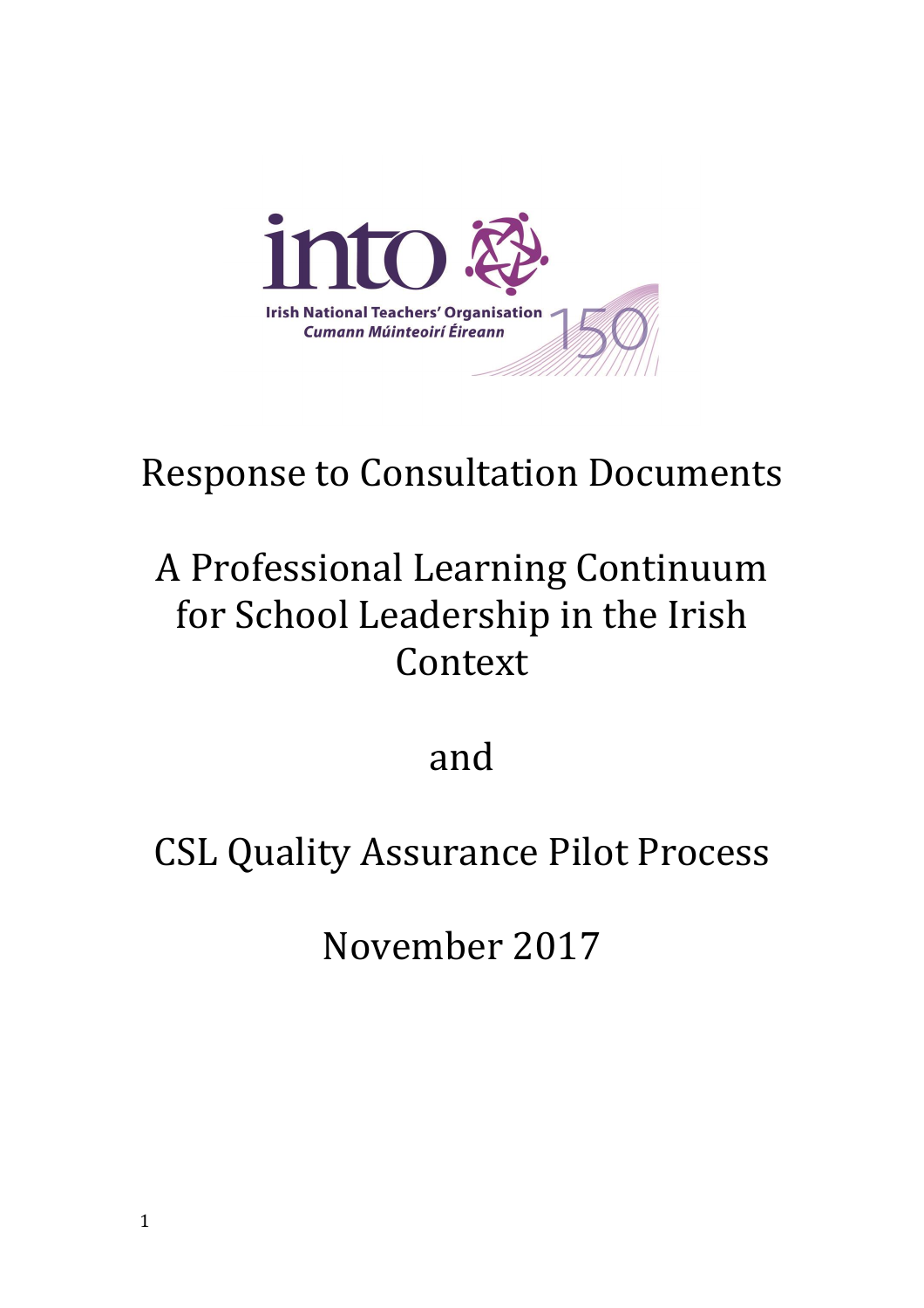# Response to Consultation Documents

# A Professional Learning Continuum for School Leadership in the Irish Context

and

# CSL Quality Assurance Pilot Process

November 2017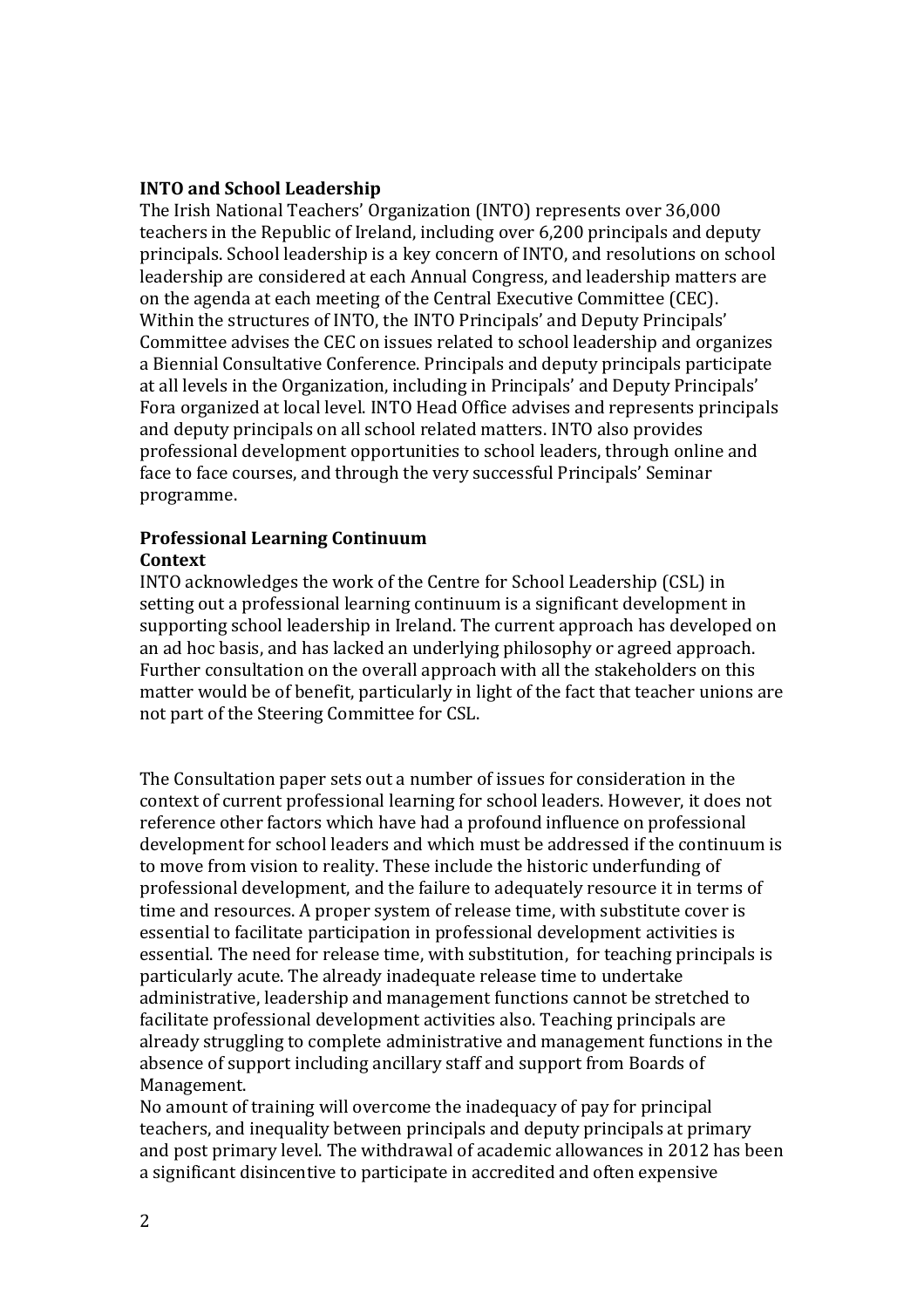**INTO and School Leadership**

The Irish National Teachers' Organization (INTO) represents over 36,000 teachers in the Republic of Ireland, including over 6,200 principals and deputy principals. School leadership is a key concern of INTO, and resolutions on school leadership are considered at each Annual Congress, and leadership matters are on the agenda at each meeting of the Central Executive Committee (CEC). Within the structures of INTO, the INTO Principals' and Deputy Principals' Committee advises the CEC on issues related to school leadership and organizes a Biennial Consultative Conference. Principals and deputy principals participate at all levels in the Organization, including in Principals' and Deputy Principals' Fora organized at local level. INTO Head Office advises and represents principals and deputy principals on all school related matters. INTO also provides professional development opportunities to school leaders, through online and face to face courses, and through the very successful Principals' Seminar programme.

**Professional Learning Continuum**

**Context**

INTO acknowledges the work of the Centre for School Leadership (CSL) in setting out a professional learning continuum is a significant development in supporting school leadership in Ireland. The current approach has developed on an ad hoc basis, and has lacked an underlying philosophy or agreed approach. Further consultation on the overall approach with all the stakeholders on this matter would be of benefit, particularly in light of the fact that teacher unions are not part of the Steering Committee for CSL.

The Consultation paper sets out a number of issues for consideration in the context of current professional learning for school leaders. However, it does not reference other factors which have had a profound influence on professional development for school leaders and which must be addressed if the continuum is to move from vision to reality. These include the historic underfunding of professional development, and the failure to adequately resource it in terms of time and resources. A proper system of release time, with substitute cover is essential to facilitate participation in professional development activities is essential. The need for release time, with substitution, for teaching principals is particularly acute. The already inadequate release time to undertake administrative, leadership and management functions cannot be stretched to facilitate professional development activities also. Teaching principals are already struggling to complete administrative and management functions in the absence of support including ancillary staff and support from Boards of Management.

No amount of training will overcome the inadequacy of pay for principal teachers, and inequality between principals and deputy principals at primary and post primary level. The withdrawal of academic allowances in 2012 has been a significant disincentive to participate in accredited and often expensive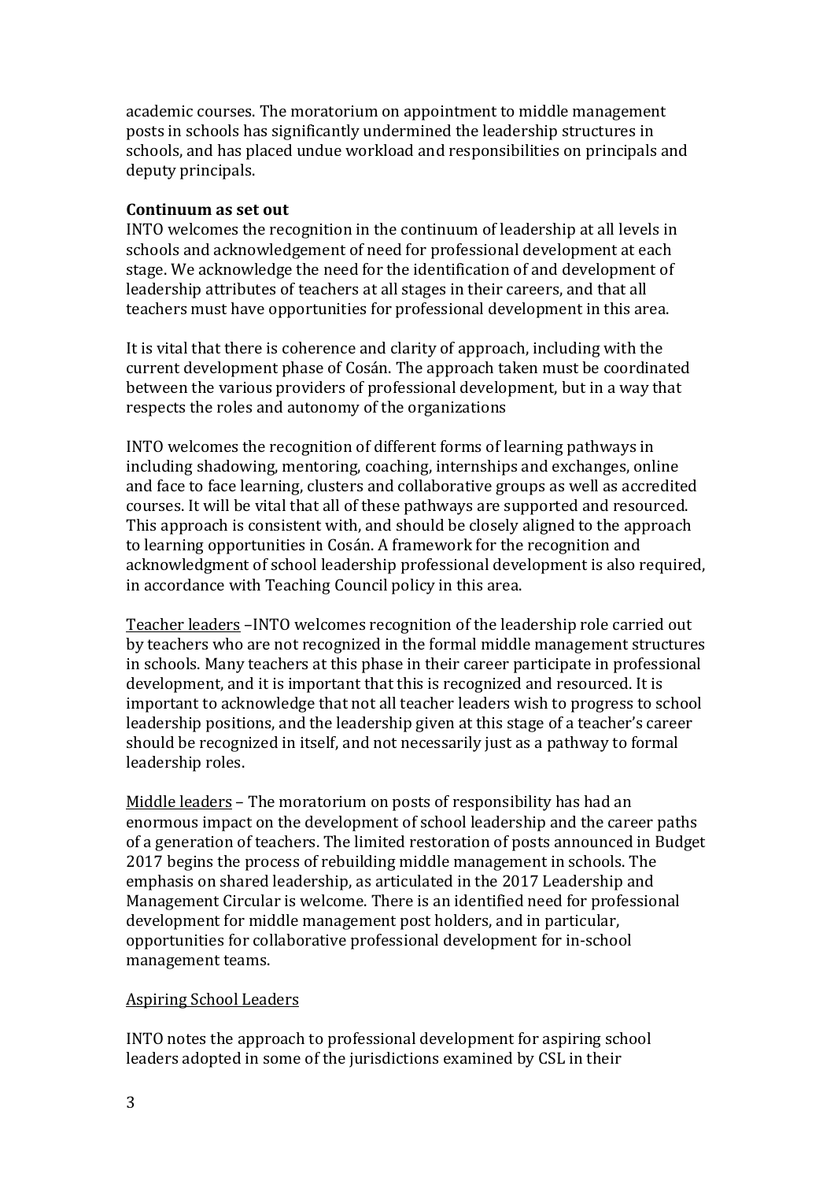academic courses. The moratorium on appointment to middle management posts in schools has significantly undermined the leadership structures in schools, and has placed undue workload and responsibilities on principals and deputy principals.

**Continuum as set out**

INTO welcomes the recognition in the continuum of leadership at all levels in schools and acknowledgement of need for professional development at each stage. We acknowledge the need for the identification of and development of leadership attributes of teachers at all stages in their careers, and that all teachers must have opportunities for professional development in this area.

It is vital that there is coherence and clarity of approach, including with the current development phase of Cosán. The approach taken must be coordinated between the various providers of professional development, but in a way that respects the roles and autonomy of the organizations

INTO welcomes the recognition of different forms of learning pathways in including shadowing, mentoring, coaching, internships and exchanges, online and face to face learning, clusters and collaborative groups as well as accredited courses. It will be vital that all of these pathways are supported and resourced. This approach is consistent with, and should be closely aligned to the approach to learning opportunities in Cosán. A framework for the recognition and acknowledgment of school leadership professional development is also required, in accordance with Teaching Council policy in this area.

<u>Teacher leaders</u> –INTO welcomes recognition of the leadership role carried out by teachers who are not recognized in the formal middle management structures in schools. Many teachers at this phase in their career participate in professional development, and it is important that this is recognized and resourced. It is important to acknowledge that not all teacher leaders wish to progress to school leadership positions, and the leadership given at this stage of a teacher's career should be recognized in itself, and not necessarily just as a pathway to formal leadership roles.

<u>Middle leaders</u> – The moratorium on posts of responsibility has had an enormous impact on the development of school leadership and the career paths of a generation of teachers. The limited restoration of posts announced in Budget 2017 begins the process of rebuilding middle management in schools. The emphasis on shared leadership, as articulated in the 2017 Leadership and Management Circular is welcome. There is an identified need for professional development for middle management post holders, and in particular, opportunities for collaborative professional development for in-school management teams.

<u>Aspiring School Leaders</u>

INTO notes the approach to professional development for aspiring school leaders adopted in some of the jurisdictions examined by CSL in their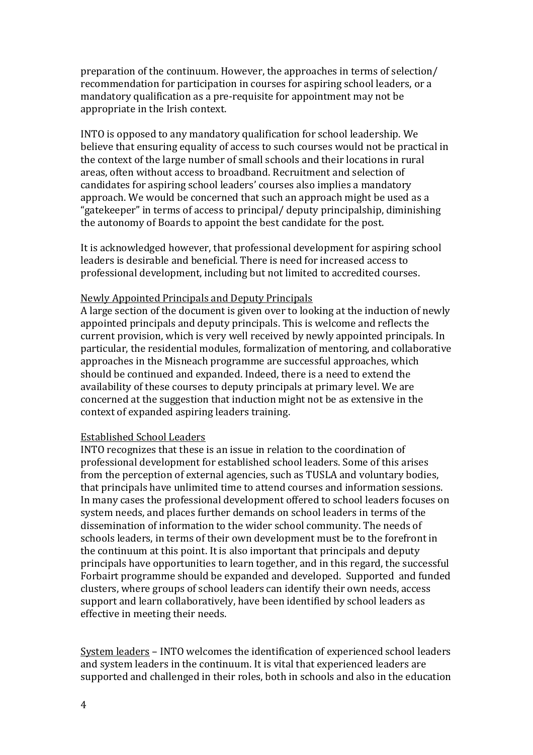preparation of the continuum. However, the approaches in terms of selection/ recommendation for participation in courses for aspiring school leaders, or a mandatory qualification as a pre-requisite for appointment may not be appropriate in the Irish context.

INTO is opposed to any mandatory qualification for school leadership. We believe that ensuring equality of access to such courses would not be practical in the context of the large number of small schools and their locations in rural areas, often without access to broadband. Recruitment and selection of candidates for aspiring school leaders' courses also implies a mandatory approach. We would be concerned that such an approach might be used as a "gatekeeper" in terms of access to principal/ deputy principalship, diminishing the autonomy of Boards to appoint the best candidate for the post.

It is acknowledged however, that professional development for aspiring school leaders is desirable and beneficial. There is need for increased access to professional development, including but not limited to accredited courses.

<u>Newly Appointed Principals and Deputy Principals</u>
A large section of the document is given over to looking at the induction of newly appointed principals and deputy principals. This is welcome and reflects the current provision, which is very well received by newly appointed principals. In particular, the residential modules, formalization of mentoring, and collaborative approaches in the Misneach programme are successful approaches, which should be continued and expanded. Indeed, there is a need to extend the availability of these courses to deputy principals at primary level. We are concerned at the suggestion that induction might not be as extensive in the context of expanded aspiring leaders training.

<u>Established School Leaders</u>
INTO recognizes that these is an issue in relation to the coordination of professional development for established school leaders. Some of this arises from the perception of external agencies, such as TUSLA and voluntary bodies, that principals have unlimited time to attend courses and information sessions. In many cases the professional development offered to school leaders focuses on system needs, and places further demands on school leaders in terms of the dissemination of information to the wider school community. The needs of schools leaders, in terms of their own development must be to the forefront in the continuum at this point. It is also important that principals and deputy principals have opportunities to learn together, and in this regard, the successful Forbairt programme should be expanded and developed. Supported and funded clusters, where groups of school leaders can identify their own needs, access support and learn collaboratively, have been identified by school leaders as effective in meeting their needs.

<u>System leaders</u> – INTO welcomes the identification of experienced school leaders and system leaders in the continuum. It is vital that experienced leaders are supported and challenged in their roles, both in schools and also in the education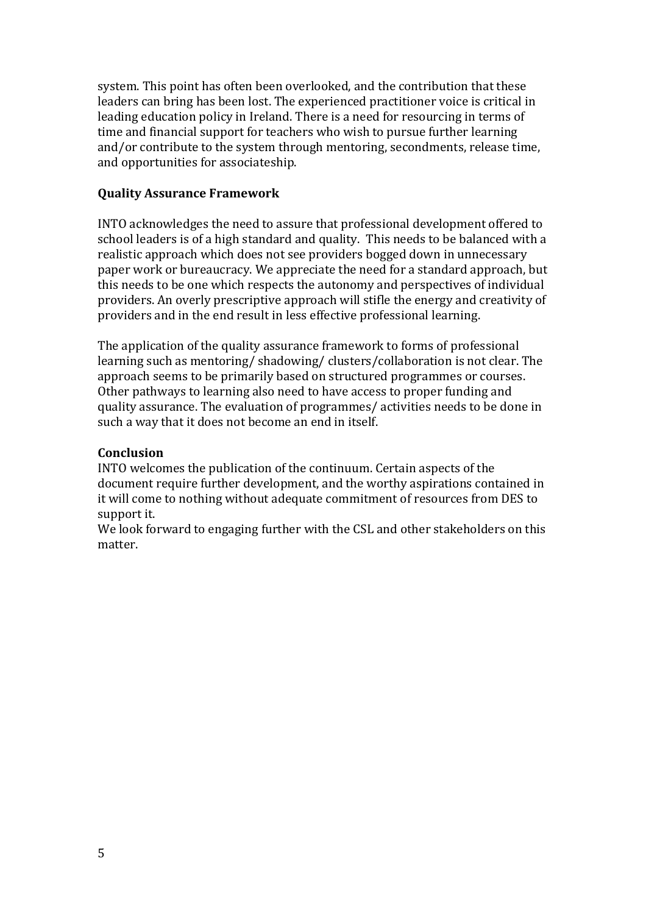system. This point has often been overlooked, and the contribution that these leaders can bring has been lost. The experienced practitioner voice is critical in leading education policy in Ireland. There is a need for resourcing in terms of time and financial support for teachers who wish to pursue further learning and/or contribute to the system through mentoring, secondments, release time, and opportunities for associateship.

**Quality Assurance Framework**

INTO acknowledges the need to assure that professional development offered to school leaders is of a high standard and quality. This needs to be balanced with a realistic approach which does not see providers bogged down in unnecessary paper work or bureaucracy. We appreciate the need for a standard approach, but this needs to be one which respects the autonomy and perspectives of individual providers. An overly prescriptive approach will stifle the energy and creativity of providers and in the end result in less effective professional learning.

The application of the quality assurance framework to forms of professional learning such as mentoring/ shadowing/ clusters/collaboration is not clear. The approach seems to be primarily based on structured programmes or courses. Other pathways to learning also need to have access to proper funding and quality assurance. The evaluation of programmes/ activities needs to be done in such a way that it does not become an end in itself.

**Conclusion**

INTO welcomes the publication of the continuum. Certain aspects of the document require further development, and the worthy aspirations contained in it will come to nothing without adequate commitment of resources from DES to support it.

We look forward to engaging further with the CSL and other stakeholders on this matter.